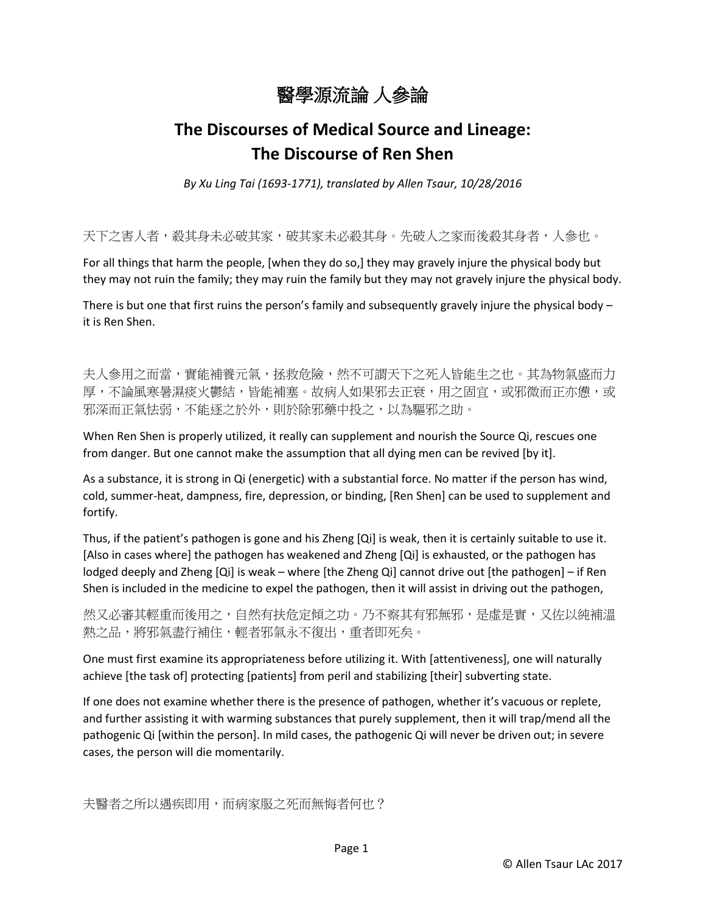# 醫學源流論 人参論

## The Discourses of Medical Source and Lineage: The Discourse of Ren Shen

*By Xu Ling Tai (1693-1771), translated by Allen Tsaur, 10/28/2016*

天下之害人者，殺其身未必破其家，破其家未必殺其身。先破人之家而後殺其身者，人参也。

For all things that harm the people, [when they do so,] they may gravely injure the physical body but they may not ruin the family; they may ruin the family but they may not gravely injure the physical body.

There is but one that first ruins the person's family and subsequently gravely injure the physical body – it is Ren Shen.

夫人参用之而當，實能補養元氣，拯救危險，然不可謂天下之死人皆能生之也。其為物氣盛而力厚，不論風寒暑濕痰火鬱結，皆能補塞。故病人如果邪去正衰，用之固宜，或邪微而正亦憊，或邪深而正氣怯弱，不能逐之於外，則於除邪藥中投之，以為驅邪之助。

When Ren Shen is properly utilized, it really can supplement and nourish the Source Qi, rescues one from danger. But one cannot make the assumption that all dying men can be revived [by it].

As a substance, it is strong in Qi (energetic) with a substantial force. No matter if the person has wind, cold, summer-heat, dampness, fire, depression, or binding, [Ren Shen] can be used to supplement and fortify.

Thus, if the patient's pathogen is gone and his Zheng [Qi] is weak, then it is certainly suitable to use it. [Also in cases where] the pathogen has weakened and Zheng [Qi] is exhausted, or the pathogen has lodged deeply and Zheng [Qi] is weak – where [the Zheng Qi] cannot drive out [the pathogen] – if Ren Shen is included in the medicine to expel the pathogen, then it will assist in driving out the pathogen,

然又必審其輕重而後用之，自然有扶危定傾之功。乃不察其有邪無邪，是虛是實，又佐以純補溫熱之品，將邪氣盡行補住，輕者邪氣永不復出，重者即死矣。

One must first examine its appropriateness before utilizing it. With [attentiveness], one will naturally achieve [the task of] protecting [patients] from peril and stabilizing [their] subverting state.

If one does not examine whether there is the presence of pathogen, whether it's vacuous or replete, and further assisting it with warming substances that purely supplement, then it will trap/mend all the pathogenic Qi [within the person]. In mild cases, the pathogenic Qi will never be driven out; in severe cases, the person will die momentarily.

夫醫者之所以遇疾即用，而病家服之死而無悔者何也？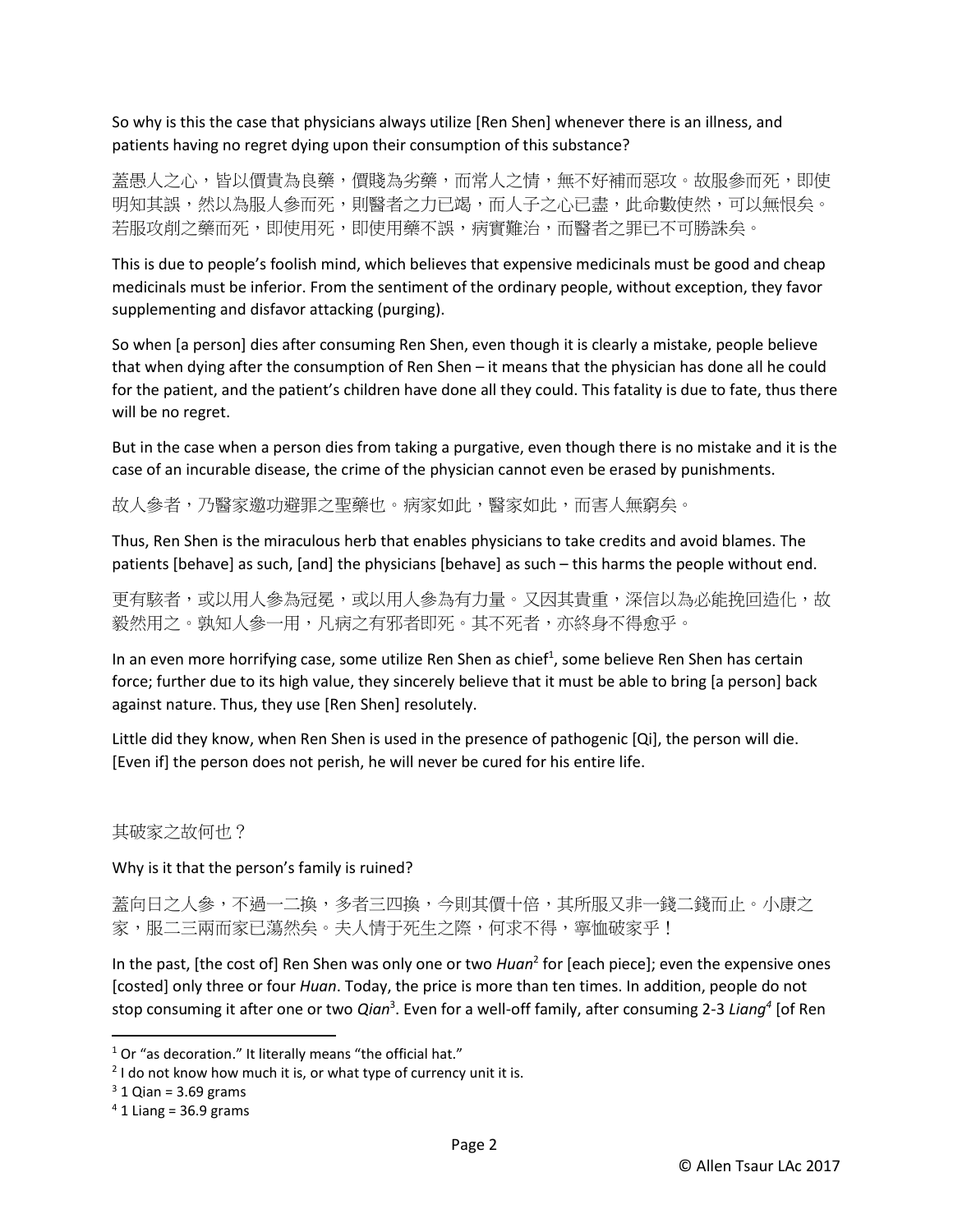So why is this the case that physicians always utilize [Ren Shen] whenever there is an illness, and patients having no regret dying upon their consumption of this substance?

蓋愚人之心，皆以價貴為良藥，價賤為劣藥，而常人之情，無不好補而惡攻。故服參而死，即使明知其誤，然以為服人參而死，則醫者之力已竭，而人子之心已盡，此命數使然，可以無恨矣。若服攻削之藥而死，即使用死，即使用藥不誤，病實難治，而醫者之罪已不可勝誅矣。

This is due to people's foolish mind, which believes that expensive medicinals must be good and cheap medicinals must be inferior. From the sentiment of the ordinary people, without exception, they favor supplementing and disfavor attacking (purging).

So when [a person] dies after consuming Ren Shen, even though it is clearly a mistake, people believe that when dying after the consumption of Ren Shen – it means that the physician has done all he could for the patient, and the patient's children have done all they could. This fatality is due to fate, thus there will be no regret.

But in the case when a person dies from taking a purgative, even though there is no mistake and it is the case of an incurable disease, the crime of the physician cannot even be erased by punishments.

故人參者，乃醫家邀功避罪之聖藥也。病家如此，醫家如此，而害人無窮矣。

Thus, Ren Shen is the miraculous herb that enables physicians to take credits and avoid blames. The patients [behave] as such, [and] the physicians [behave] as such – this harms the people without end.

更有駭者，或以用人參為冠冕，或以用人參為有力量。又因其貴重，深信以為必能挽回造化，故毅然用之。孰知人參一用，凡病之有邪者即死。其不死者，亦終身不得愈乎。

In an even more horrifying case, some utilize Ren Shen as chief[1], some believe Ren Shen has certain force; further due to its high value, they sincerely believe that it must be able to bring [a person] back against nature. Thus, they use [Ren Shen] resolutely.

Little did they know, when Ren Shen is used in the presence of pathogenic [Qi], the person will die. [Even if] the person does not perish, he will never be cured for his entire life.

其破家之故何也？

Why is it that the person's family is ruined?

蓋向日之人參，不過一二換，多者三四換，今則其價十倍，其所服又非一錢二錢而止。小康之家，服二三兩而家已蕩然矣。夫人情于死生之際，何求不得，寧恤破家乎！

In the past, [the cost of] Ren Shen was only one or two *Huan*[2] for [each piece]; even the expensive ones [costed] only three or four *Huan*. Today, the price is more than ten times. In addition, people do not stop consuming it after one or two *Qian*[3]. Even for a well-off family, after consuming 2-3 *Liang*[4] [of Ren

---

[1] Or "as decoration." It literally means "the official hat."

[2] I do not know how much it is, or what type of currency unit it is.

[3] 1 Qian = 3.69 grams

[4] 1 Liang = 36.9 grams

© Allen Tsaur LAc 2017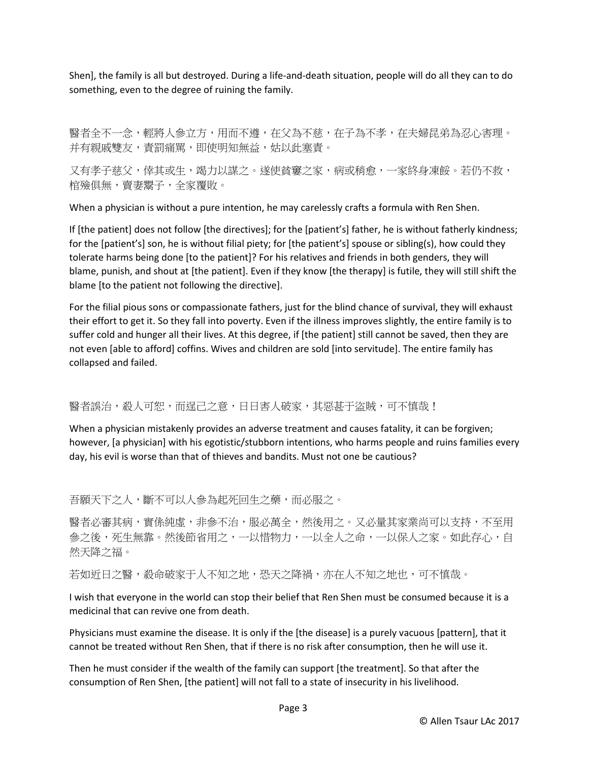Shen], the family is all but destroyed. During a life-and-death situation, people will do all they can to do something, even to the degree of ruining the family.

醫者全不一念，輕將人參立方，用而不遵，在父為不慈，在子為不孝，在夫婦昆弟為忍心害理。并有親戚雙友，責罰痛罵，即使明知無益，姑以此塞責。

又有孝子慈父，倖其或生，竭力以謀之。遂使貧窶之家，病或稍愈，一家終身凍餒。若仍不救，棺殮俱無，賣妻鬻子，全家覆敗。

When a physician is without a pure intention, he may carelessly crafts a formula with Ren Shen.

If [the patient] does not follow [the directives]; for the [patient's] father, he is without fatherly kindness; for the [patient's] son, he is without filial piety; for [the patient's] spouse or sibling(s), how could they tolerate harms being done [to the patient]? For his relatives and friends in both genders, they will blame, punish, and shout at [the patient]. Even if they know [the therapy] is futile, they will still shift the blame [to the patient not following the directive].

For the filial pious sons or compassionate fathers, just for the blind chance of survival, they will exhaust their effort to get it. So they fall into poverty. Even if the illness improves slightly, the entire family is to suffer cold and hunger all their lives. At this degree, if [the patient] still cannot be saved, then they are not even [able to afford] coffins. Wives and children are sold [into servitude]. The entire family has collapsed and failed.

醫者誤治，殺人可恕，而逞己之意，日日害人破家，其惡甚于盜賊，可不慎哉！

When a physician mistakenly provides an adverse treatment and causes fatality, it can be forgiven; however, [a physician] with his egotistic/stubborn intentions, who harms people and ruins families every day, his evil is worse than that of thieves and bandits. Must not one be cautious?

吾願天下之人，斷不可以人參為起死回生之藥，而必服之。

醫者必審其病，實係純虛，非參不治，服必萬全，然後用之。又必量其家業尚可以支持，不至用參之後，死生無靠。然後節省用之，一以惜物力，一以全人之命，一以保人之家。如此存心，自然天降之福。

若如近日之醫，殺命破家于人不知之地，恐天之降禍，亦在人不知之地也，可不慎哉。

I wish that everyone in the world can stop their belief that Ren Shen must be consumed because it is a medicinal that can revive one from death.

Physicians must examine the disease. It is only if the [the disease] is a purely vacuous [pattern], that it cannot be treated without Ren Shen, that if there is no risk after consumption, then he will use it.

Then he must consider if the wealth of the family can support [the treatment]. So that after the consumption of Ren Shen, [the patient] will not fall to a state of insecurity in his livelihood.

© Allen Tsaur LAc 2017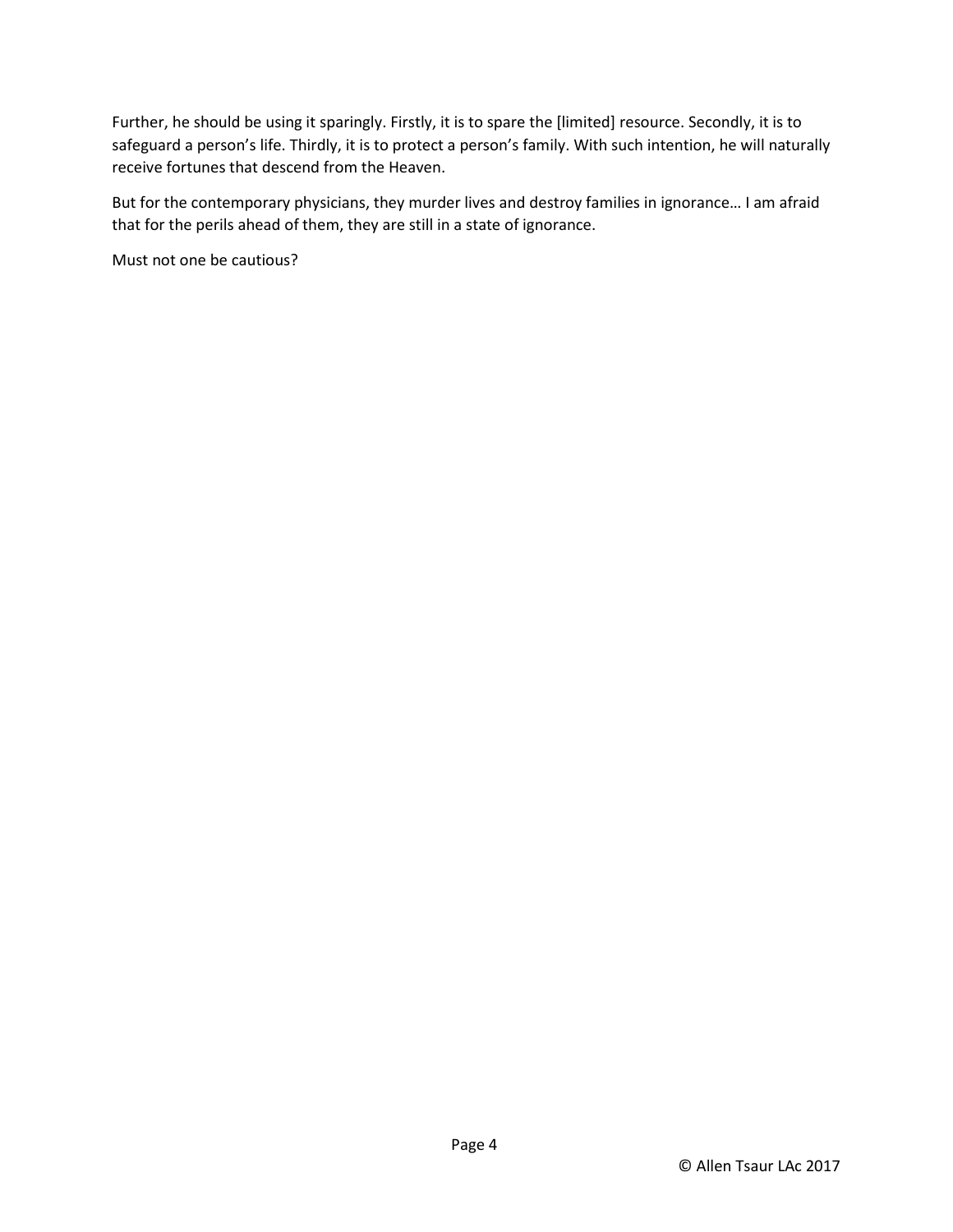Further, he should be using it sparingly. Firstly, it is to spare the [limited] resource. Secondly, it is to safeguard a person's life. Thirdly, it is to protect a person's family. With such intention, he will naturally receive fortunes that descend from the Heaven.

But for the contemporary physicians, they murder lives and destroy families in ignorance… I am afraid that for the perils ahead of them, they are still in a state of ignorance.

Must not one be cautious?